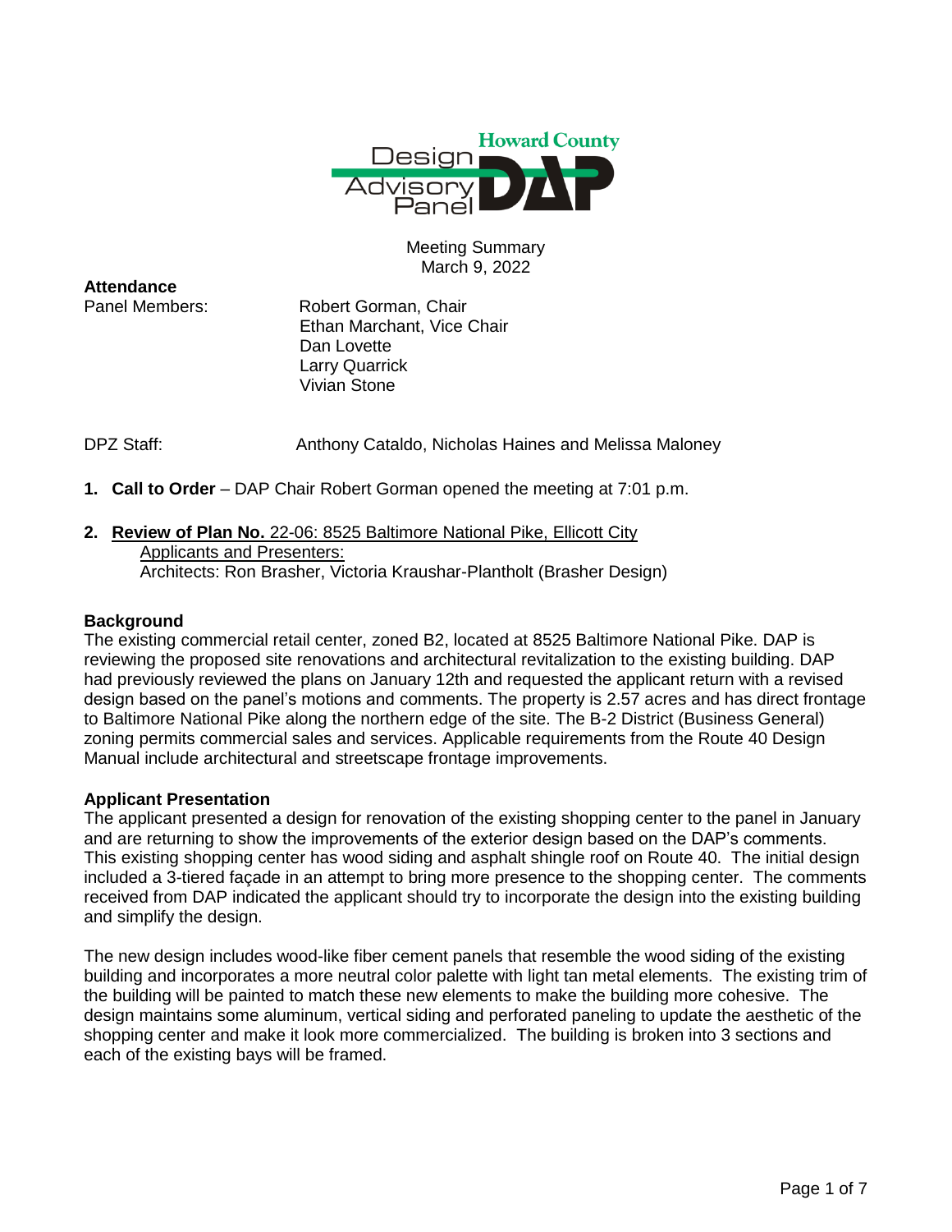Howard County Design Advisory Panel (DAP)

Meeting Summary
March 9, 2022

**Attendance**

Panel Members:
Robert Gorman, Chair
Ethan Marchant, Vice Chair
Dan Lovette
Larry Quarrick
Vivian Stone

DPZ Staff: Anthony Cataldo, Nicholas Haines and Melissa Maloney

1. **Call to Order** – DAP Chair Robert Gorman opened the meeting at 7:01 p.m.

2. **Review of Plan No.** 22-06: 8525 Baltimore National Pike, Ellicott City
   Applicants and Presenters:
   Architects: Ron Brasher, Victoria Kraushar-Plantholt (Brasher Design)

**Background**

The existing commercial retail center, zoned B2, located at 8525 Baltimore National Pike. DAP is reviewing the proposed site renovations and architectural revitalization to the existing building. DAP had previously reviewed the plans on January 12th and requested the applicant return with a revised design based on the panel's motions and comments. The property is 2.57 acres and has direct frontage to Baltimore National Pike along the northern edge of the site. The B-2 District (Business General) zoning permits commercial sales and services. Applicable requirements from the Route 40 Design Manual include architectural and streetscape frontage improvements.

**Applicant Presentation**

The applicant presented a design for renovation of the existing shopping center to the panel in January and are returning to show the improvements of the exterior design based on the DAP's comments. This existing shopping center has wood siding and asphalt shingle roof on Route 40. The initial design included a 3-tiered façade in an attempt to bring more presence to the shopping center. The comments received from DAP indicated the applicant should try to incorporate the design into the existing building and simplify the design.

The new design includes wood-like fiber cement panels that resemble the wood siding of the existing building and incorporates a more neutral color palette with light tan metal elements. The existing trim of the building will be painted to match these new elements to make the building more cohesive. The design maintains some aluminum, vertical siding and perforated paneling to update the aesthetic of the shopping center and make it look more commercialized. The building is broken into 3 sections and each of the existing bays will be framed.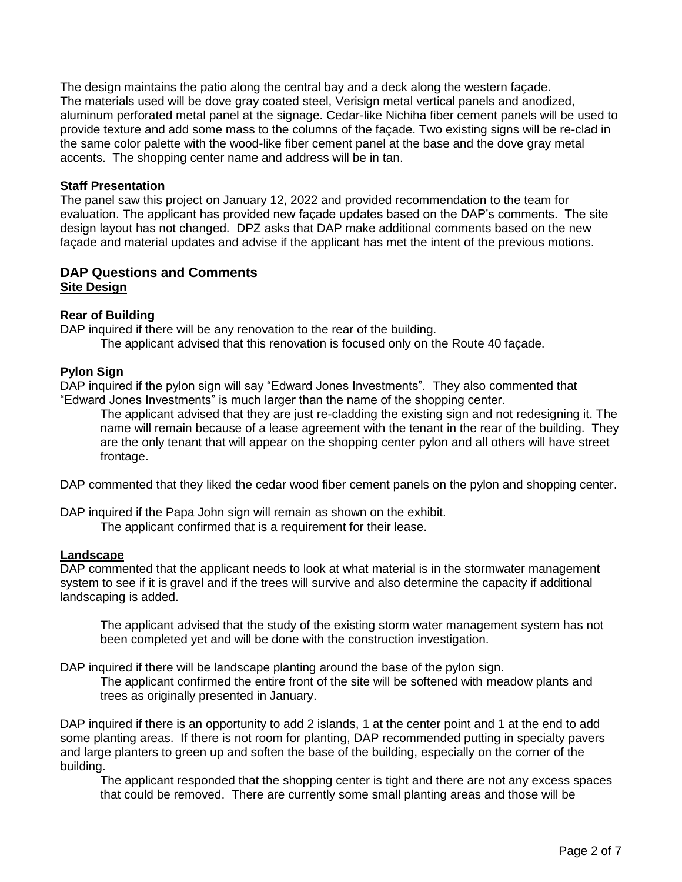The design maintains the patio along the central bay and a deck along the western façade. The materials used will be dove gray coated steel, Verisign metal vertical panels and anodized, aluminum perforated metal panel at the signage. Cedar-like Nichiha fiber cement panels will be used to provide texture and add some mass to the columns of the façade. Two existing signs will be re-clad in the same color palette with the wood-like fiber cement panel at the base and the dove gray metal accents. The shopping center name and address will be in tan.

**Staff Presentation**

The panel saw this project on January 12, 2022 and provided recommendation to the team for evaluation. The applicant has provided new façade updates based on the DAP's comments. The site design layout has not changed. DPZ asks that DAP make additional comments based on the new façade and material updates and advise if the applicant has met the intent of the previous motions.

## DAP Questions and Comments

**Site Design**

**Rear of Building**

DAP inquired if there will be any renovation to the rear of the building.

> The applicant advised that this renovation is focused only on the Route 40 façade.

**Pylon Sign**

DAP inquired if the pylon sign will say "Edward Jones Investments". They also commented that "Edward Jones Investments" is much larger than the name of the shopping center.

> The applicant advised that they are just re-cladding the existing sign and not redesigning it. The name will remain because of a lease agreement with the tenant in the rear of the building. They are the only tenant that will appear on the shopping center pylon and all others will have street frontage.

DAP commented that they liked the cedar wood fiber cement panels on the pylon and shopping center.

DAP inquired if the Papa John sign will remain as shown on the exhibit.

> The applicant confirmed that is a requirement for their lease.

**Landscape**

DAP commented that the applicant needs to look at what material is in the stormwater management system to see if it is gravel and if the trees will survive and also determine the capacity if additional landscaping is added.

> The applicant advised that the study of the existing storm water management system has not been completed yet and will be done with the construction investigation.

DAP inquired if there will be landscape planting around the base of the pylon sign.

> The applicant confirmed the entire front of the site will be softened with meadow plants and trees as originally presented in January.

DAP inquired if there is an opportunity to add 2 islands, 1 at the center point and 1 at the end to add some planting areas. If there is not room for planting, DAP recommended putting in specialty pavers and large planters to green up and soften the base of the building, especially on the corner of the building.

> The applicant responded that the shopping center is tight and there are not any excess spaces that could be removed. There are currently some small planting areas and those will be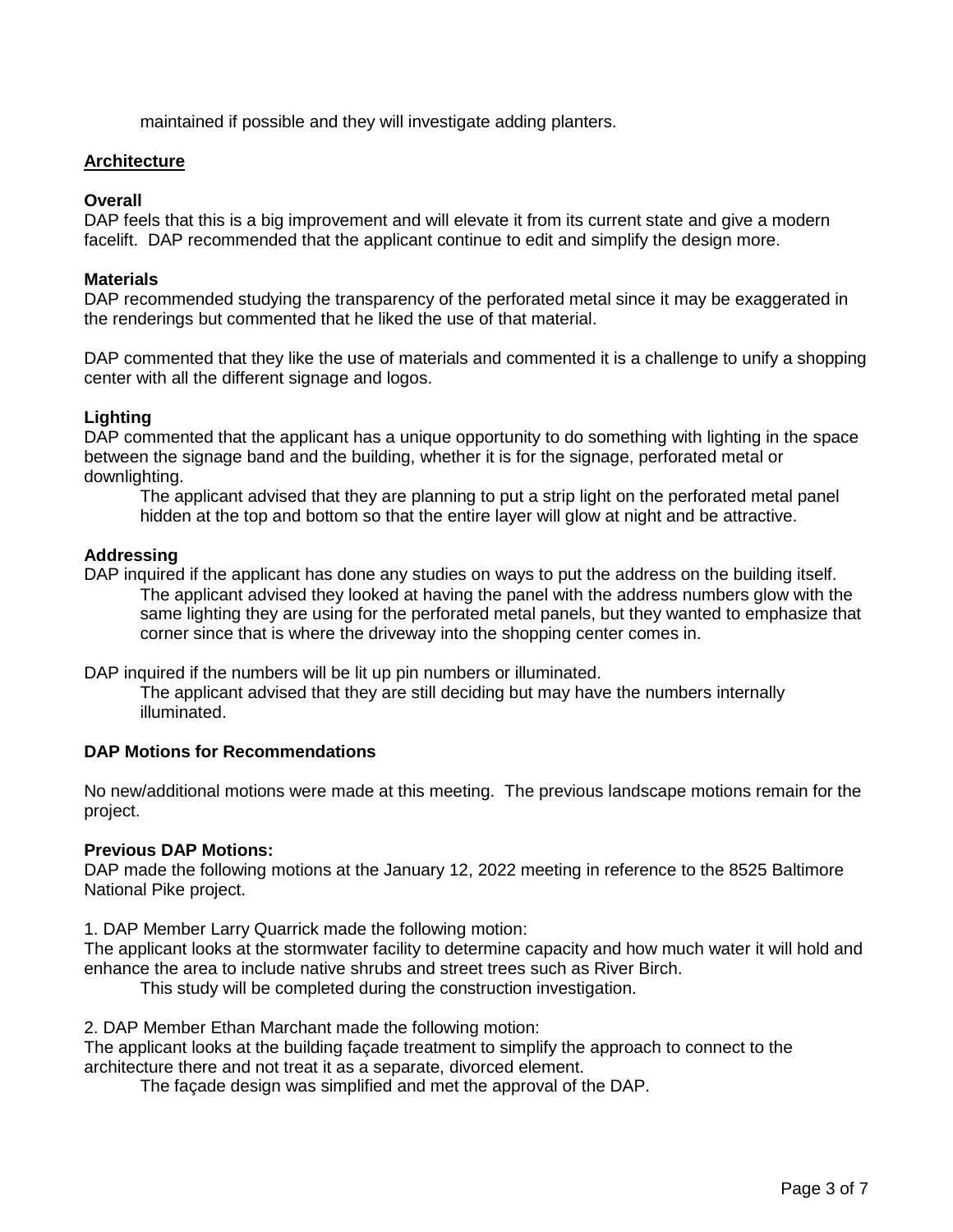maintained if possible and they will investigate adding planters.

## Architecture

### Overall

DAP feels that this is a big improvement and will elevate it from its current state and give a modern facelift. DAP recommended that the applicant continue to edit and simplify the design more.

### Materials

DAP recommended studying the transparency of the perforated metal since it may be exaggerated in the renderings but commented that he liked the use of that material.

DAP commented that they like the use of materials and commented it is a challenge to unify a shopping center with all the different signage and logos.

### Lighting

DAP commented that the applicant has a unique opportunity to do something with lighting in the space between the signage band and the building, whether it is for the signage, perforated metal or downlighting.

> The applicant advised that they are planning to put a strip light on the perforated metal panel hidden at the top and bottom so that the entire layer will glow at night and be attractive.

### Addressing

DAP inquired if the applicant has done any studies on ways to put the address on the building itself.

> The applicant advised they looked at having the panel with the address numbers glow with the same lighting they are using for the perforated metal panels, but they wanted to emphasize that corner since that is where the driveway into the shopping center comes in.

DAP inquired if the numbers will be lit up pin numbers or illuminated.

> The applicant advised that they are still deciding but may have the numbers internally illuminated.

### DAP Motions for Recommendations

No new/additional motions were made at this meeting. The previous landscape motions remain for the project.

### Previous DAP Motions:

DAP made the following motions at the January 12, 2022 meeting in reference to the 8525 Baltimore National Pike project.

1. DAP Member Larry Quarrick made the following motion:
The applicant looks at the stormwater facility to determine capacity and how much water it will hold and enhance the area to include native shrubs and street trees such as River Birch.

> This study will be completed during the construction investigation.

2. DAP Member Ethan Marchant made the following motion:
The applicant looks at the building façade treatment to simplify the approach to connect to the architecture there and not treat it as a separate, divorced element.

> The façade design was simplified and met the approval of the DAP.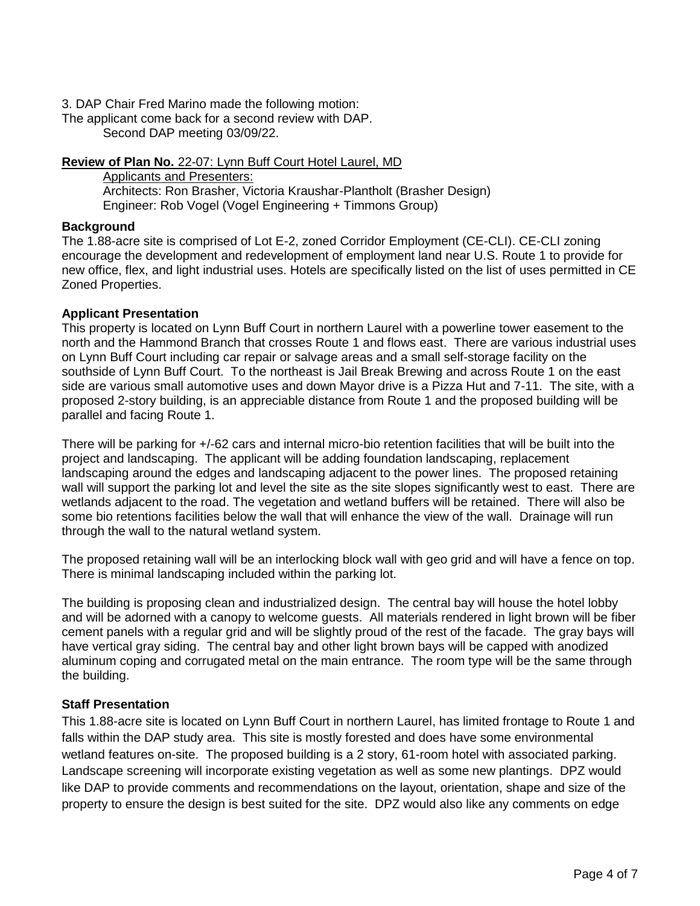3. DAP Chair Fred Marino made the following motion:
The applicant come back for a second review with DAP.
Second DAP meeting 03/09/22.

**Review of Plan No.** 22-07: Lynn Buff Court Hotel Laurel, MD

Applicants and Presenters:
Architects: Ron Brasher, Victoria Kraushar-Plantholt (Brasher Design)
Engineer: Rob Vogel (Vogel Engineering + Timmons Group)

**Background**

The 1.88-acre site is comprised of Lot E-2, zoned Corridor Employment (CE-CLI). CE-CLI zoning encourage the development and redevelopment of employment land near U.S. Route 1 to provide for new office, flex, and light industrial uses. Hotels are specifically listed on the list of uses permitted in CE Zoned Properties.

**Applicant Presentation**

This property is located on Lynn Buff Court in northern Laurel with a powerline tower easement to the north and the Hammond Branch that crosses Route 1 and flows east. There are various industrial uses on Lynn Buff Court including car repair or salvage areas and a small self-storage facility on the southside of Lynn Buff Court. To the northeast is Jail Break Brewing and across Route 1 on the east side are various small automotive uses and down Mayor drive is a Pizza Hut and 7-11. The site, with a proposed 2-story building, is an appreciable distance from Route 1 and the proposed building will be parallel and facing Route 1.

There will be parking for +/-62 cars and internal micro-bio retention facilities that will be built into the project and landscaping. The applicant will be adding foundation landscaping, replacement landscaping around the edges and landscaping adjacent to the power lines. The proposed retaining wall will support the parking lot and level the site as the site slopes significantly west to east. There are wetlands adjacent to the road. The vegetation and wetland buffers will be retained. There will also be some bio retentions facilities below the wall that will enhance the view of the wall. Drainage will run through the wall to the natural wetland system.

The proposed retaining wall will be an interlocking block wall with geo grid and will have a fence on top. There is minimal landscaping included within the parking lot.

The building is proposing clean and industrialized design. The central bay will house the hotel lobby and will be adorned with a canopy to welcome guests. All materials rendered in light brown will be fiber cement panels with a regular grid and will be slightly proud of the rest of the facade. The gray bays will have vertical gray siding. The central bay and other light brown bays will be capped with anodized aluminum coping and corrugated metal on the main entrance. The room type will be the same through the building.

**Staff Presentation**

This 1.88-acre site is located on Lynn Buff Court in northern Laurel, has limited frontage to Route 1 and falls within the DAP study area. This site is mostly forested and does have some environmental wetland features on-site. The proposed building is a 2 story, 61-room hotel with associated parking. Landscape screening will incorporate existing vegetation as well as some new plantings. DPZ would like DAP to provide comments and recommendations on the layout, orientation, shape and size of the property to ensure the design is best suited for the site. DPZ would also like any comments on edge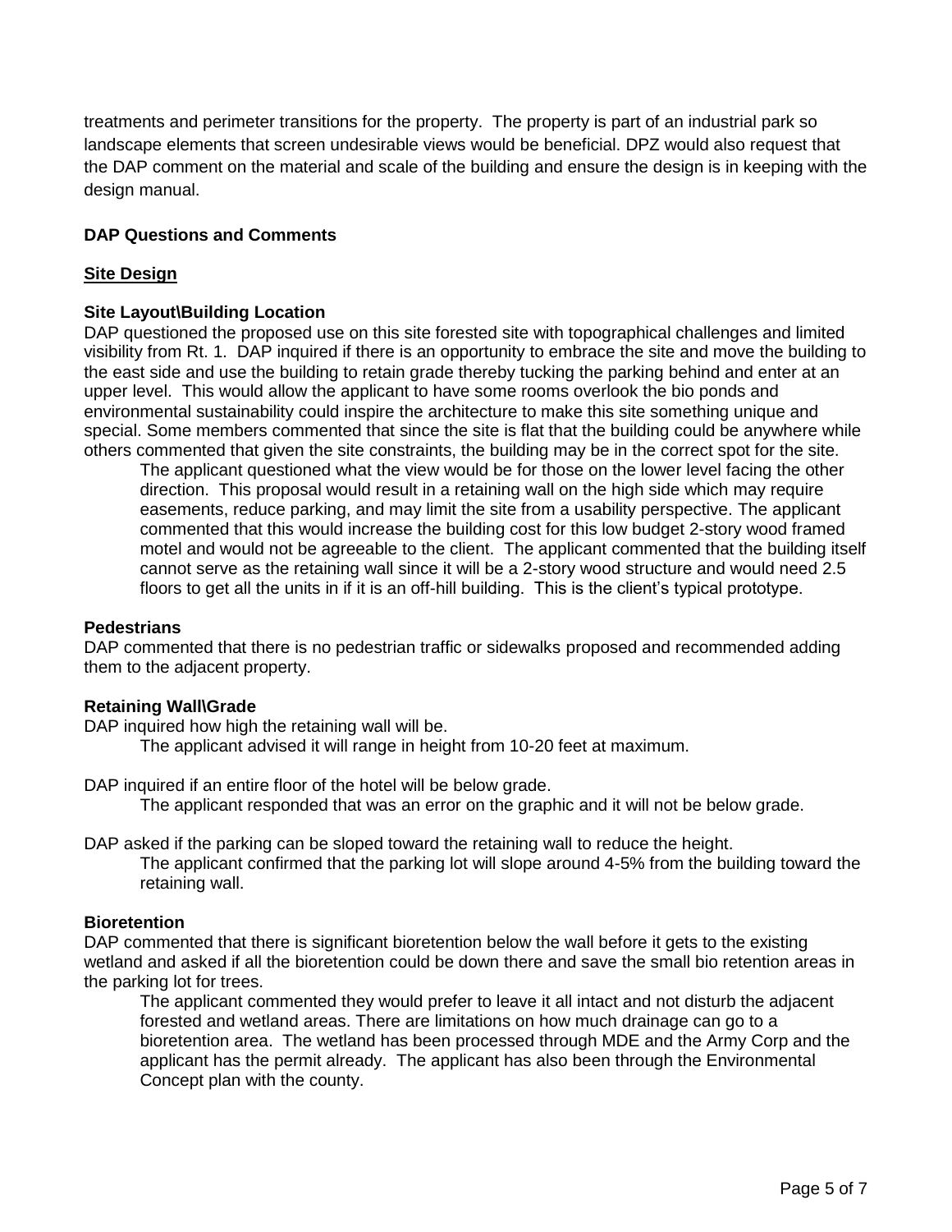treatments and perimeter transitions for the property. The property is part of an industrial park so landscape elements that screen undesirable views would be beneficial. DPZ would also request that the DAP comment on the material and scale of the building and ensure the design is in keeping with the design manual.

**DAP Questions and Comments**

**Site Design**

**Site Layout\Building Location**

DAP questioned the proposed use on this site forested site with topographical challenges and limited visibility from Rt. 1. DAP inquired if there is an opportunity to embrace the site and move the building to the east side and use the building to retain grade thereby tucking the parking behind and enter at an upper level. This would allow the applicant to have some rooms overlook the bio ponds and environmental sustainability could inspire the architecture to make this site something unique and special. Some members commented that since the site is flat that the building could be anywhere while others commented that given the site constraints, the building may be in the correct spot for the site.

> The applicant questioned what the view would be for those on the lower level facing the other direction. This proposal would result in a retaining wall on the high side which may require easements, reduce parking, and may limit the site from a usability perspective. The applicant commented that this would increase the building cost for this low budget 2-story wood framed motel and would not be agreeable to the client. The applicant commented that the building itself cannot serve as the retaining wall since it will be a 2-story wood structure and would need 2.5 floors to get all the units in if it is an off-hill building. This is the client's typical prototype.

**Pedestrians**

DAP commented that there is no pedestrian traffic or sidewalks proposed and recommended adding them to the adjacent property.

**Retaining Wall\Grade**

DAP inquired how high the retaining wall will be.

> The applicant advised it will range in height from 10-20 feet at maximum.

DAP inquired if an entire floor of the hotel will be below grade.

> The applicant responded that was an error on the graphic and it will not be below grade.

DAP asked if the parking can be sloped toward the retaining wall to reduce the height.

> The applicant confirmed that the parking lot will slope around 4-5% from the building toward the retaining wall.

**Bioretention**

DAP commented that there is significant bioretention below the wall before it gets to the existing wetland and asked if all the bioretention could be down there and save the small bio retention areas in the parking lot for trees.

> The applicant commented they would prefer to leave it all intact and not disturb the adjacent forested and wetland areas. There are limitations on how much drainage can go to a bioretention area. The wetland has been processed through MDE and the Army Corp and the applicant has the permit already. The applicant has also been through the Environmental Concept plan with the county.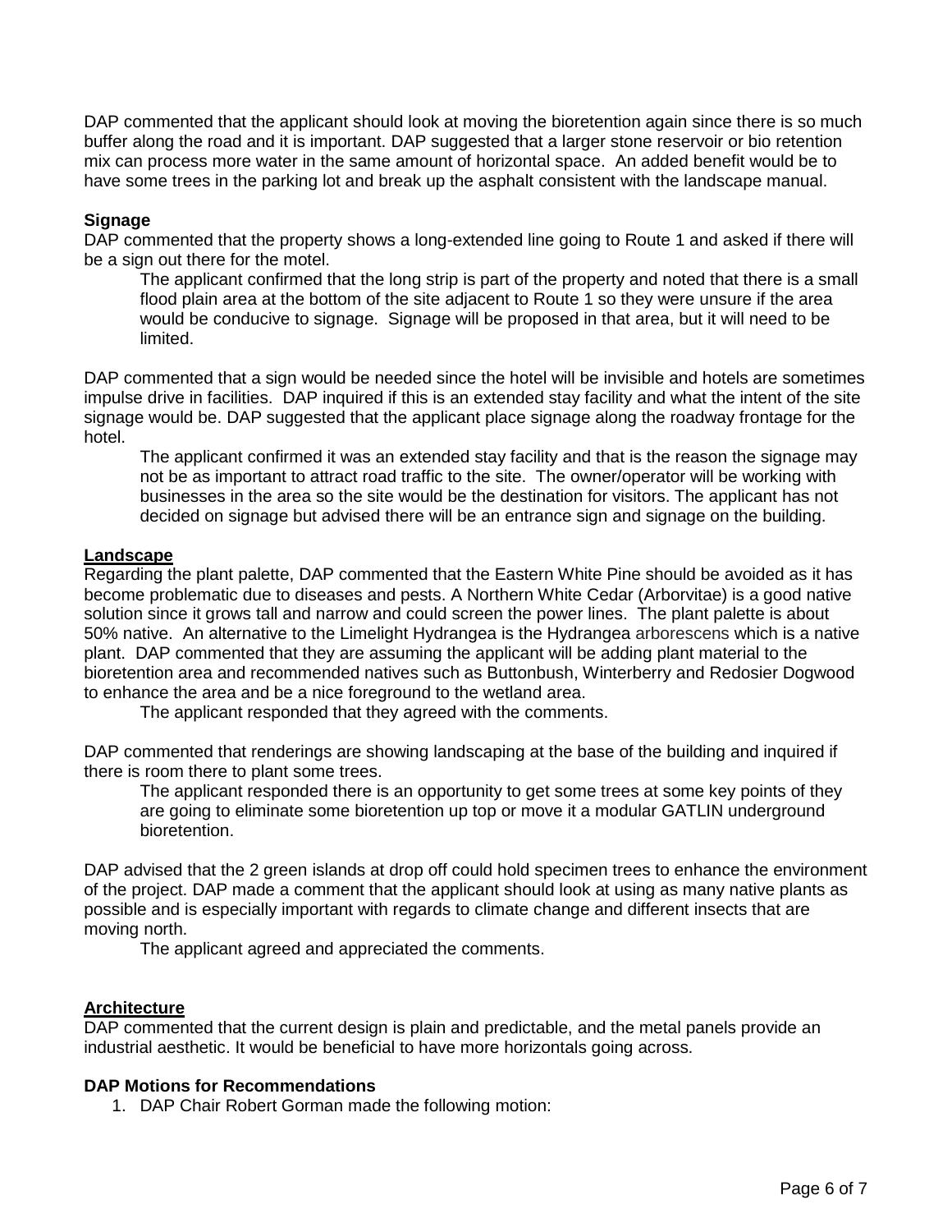DAP commented that the applicant should look at moving the bioretention again since there is so much buffer along the road and it is important. DAP suggested that a larger stone reservoir or bio retention mix can process more water in the same amount of horizontal space. An added benefit would be to have some trees in the parking lot and break up the asphalt consistent with the landscape manual.

**Signage**

DAP commented that the property shows a long-extended line going to Route 1 and asked if there will be a sign out there for the motel.

> The applicant confirmed that the long strip is part of the property and noted that there is a small flood plain area at the bottom of the site adjacent to Route 1 so they were unsure if the area would be conducive to signage. Signage will be proposed in that area, but it will need to be limited.

DAP commented that a sign would be needed since the hotel will be invisible and hotels are sometimes impulse drive in facilities. DAP inquired if this is an extended stay facility and what the intent of the site signage would be. DAP suggested that the applicant place signage along the roadway frontage for the hotel.

> The applicant confirmed it was an extended stay facility and that is the reason the signage may not be as important to attract road traffic to the site. The owner/operator will be working with businesses in the area so the site would be the destination for visitors. The applicant has not decided on signage but advised there will be an entrance sign and signage on the building.

**Landscape**

Regarding the plant palette, DAP commented that the Eastern White Pine should be avoided as it has become problematic due to diseases and pests. A Northern White Cedar (Arborvitae) is a good native solution since it grows tall and narrow and could screen the power lines. The plant palette is about 50% native. An alternative to the Limelight Hydrangea is the Hydrangea arborescens which is a native plant. DAP commented that they are assuming the applicant will be adding plant material to the bioretention area and recommended natives such as Buttonbush, Winterberry and Redosier Dogwood to enhance the area and be a nice foreground to the wetland area.

> The applicant responded that they agreed with the comments.

DAP commented that renderings are showing landscaping at the base of the building and inquired if there is room there to plant some trees.

> The applicant responded there is an opportunity to get some trees at some key points of they are going to eliminate some bioretention up top or move it a modular GATLIN underground bioretention.

DAP advised that the 2 green islands at drop off could hold specimen trees to enhance the environment of the project. DAP made a comment that the applicant should look at using as many native plants as possible and is especially important with regards to climate change and different insects that are moving north.

> The applicant agreed and appreciated the comments.

**Architecture**

DAP commented that the current design is plain and predictable, and the metal panels provide an industrial aesthetic. It would be beneficial to have more horizontals going across.

**DAP Motions for Recommendations**

1. DAP Chair Robert Gorman made the following motion: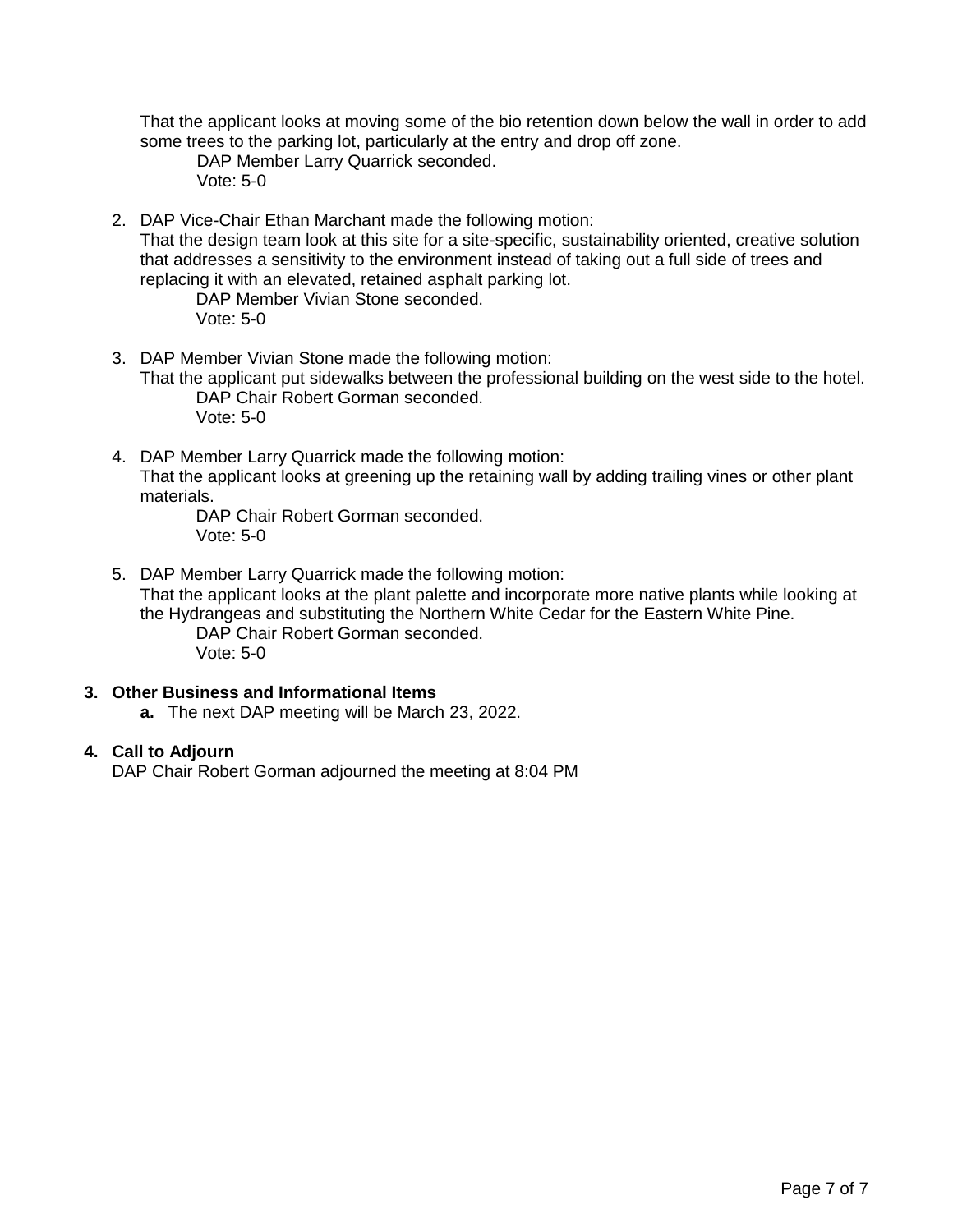That the applicant looks at moving some of the bio retention down below the wall in order to add some trees to the parking lot, particularly at the entry and drop off zone.

DAP Member Larry Quarrick seconded.
Vote: 5-0

2. DAP Vice-Chair Ethan Marchant made the following motion:
   That the design team look at this site for a site-specific, sustainability oriented, creative solution that addresses a sensitivity to the environment instead of taking out a full side of trees and replacing it with an elevated, retained asphalt parking lot.

   DAP Member Vivian Stone seconded.
   Vote: 5-0

3. DAP Member Vivian Stone made the following motion:
   That the applicant put sidewalks between the professional building on the west side to the hotel.

   DAP Chair Robert Gorman seconded.
   Vote: 5-0

4. DAP Member Larry Quarrick made the following motion:
   That the applicant looks at greening up the retaining wall by adding trailing vines or other plant materials.

   DAP Chair Robert Gorman seconded.
   Vote: 5-0

5. DAP Member Larry Quarrick made the following motion:
   That the applicant looks at the plant palette and incorporate more native plants while looking at the Hydrangeas and substituting the Northern White Cedar for the Eastern White Pine.

   DAP Chair Robert Gorman seconded.
   Vote: 5-0

**3. Other Business and Informational Items**

**a.** The next DAP meeting will be March 23, 2022.

**4. Call to Adjourn**

DAP Chair Robert Gorman adjourned the meeting at 8:04 PM